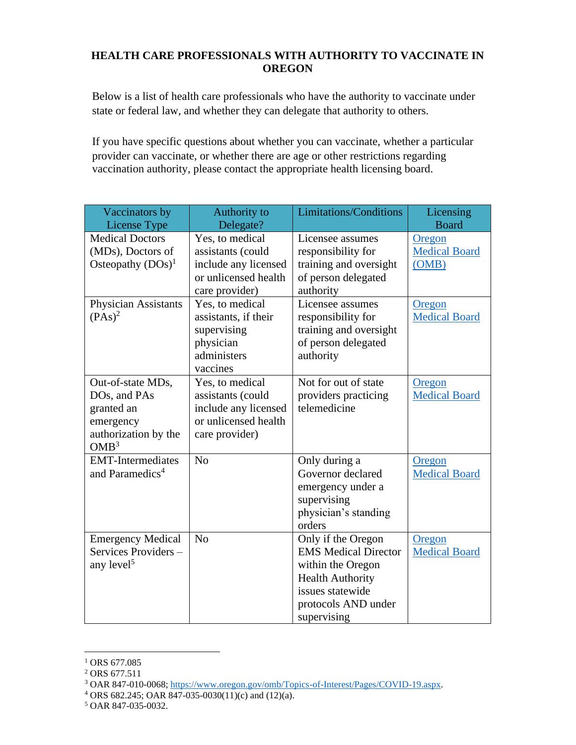# HEALTH CARE PROFESSIONALS WITH AUTHORITY TO VACCINATE IN OREGON

Below is a list of health care professionals who have the authority to vaccinate under state or federal law, and whether they can delegate that authority to others.

If you have specific questions about whether you can vaccinate, whether a particular provider can vaccinate, or whether there are age or other restrictions regarding vaccination authority, please contact the appropriate health licensing board.

| Vaccinators by License Type | Authority to Delegate? | Limitations/Conditions | Licensing Board |
|---|---|---|---|
| Medical Doctors (MDs), Doctors of Osteopathy (DOs)[1] | Yes, to medical assistants (could include any licensed or unlicensed health care provider) | Licensee assumes responsibility for training and oversight of person delegated authority | Oregon Medical Board (OMB) |
| Physician Assistants (PAs)[2] | Yes, to medical assistants, if their supervising physician administers vaccines | Licensee assumes responsibility for training and oversight of person delegated authority | Oregon Medical Board |
| Out-of-state MDs, DOs, and PAs granted an emergency authorization by the OMB[3] | Yes, to medical assistants (could include any licensed or unlicensed health care provider) | Not for out of state providers practicing telemedicine | Oregon Medical Board |
| EMT-Intermediates and Paramedics[4] | No | Only during a Governor declared emergency under a supervising physician's standing orders | Oregon Medical Board |
| Emergency Medical Services Providers – any level[5] | No | Only if the Oregon EMS Medical Director within the Oregon Health Authority issues statewide protocols AND under supervising | Oregon Medical Board |

[1] ORS 677.085

[2] ORS 677.511

[3] OAR 847-010-0068; https://www.oregon.gov/omb/Topics-of-Interest/Pages/COVID-19.aspx.

[4] ORS 682.245; OAR 847-035-0030(11)(c) and (12)(a).

[5] OAR 847-035-0032.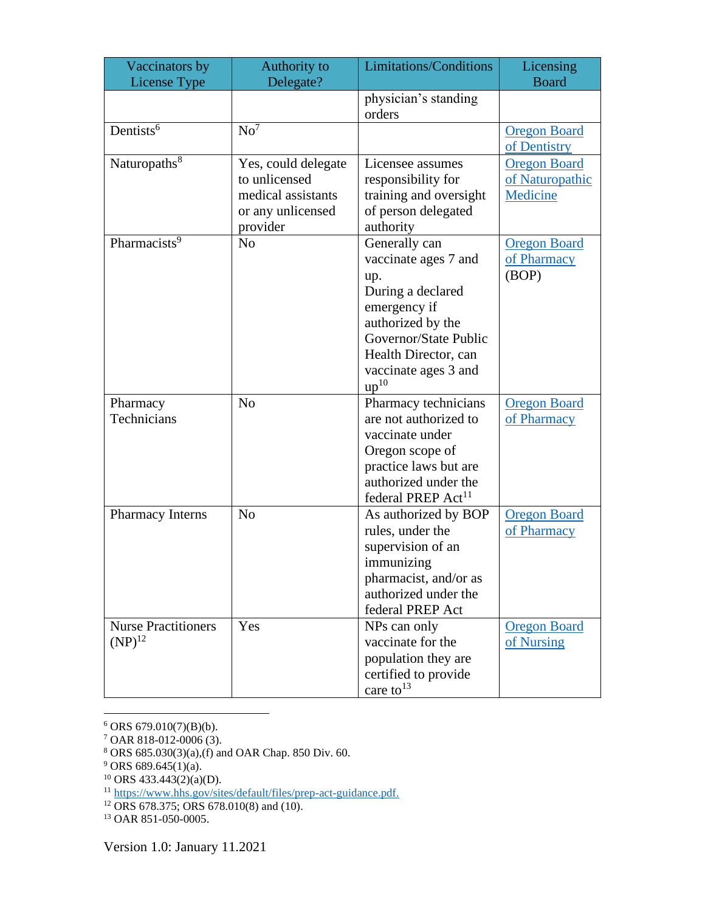| Vaccinators by License Type | Authority to Delegate? | Limitations/Conditions | Licensing Board |
|---|---|---|---|
| | | physician's standing orders | |
| Dentists[6] | No[7] | | Oregon Board of Dentistry |
| Naturopaths[8] | Yes, could delegate to unlicensed medical assistants or any unlicensed provider | Licensee assumes responsibility for training and oversight of person delegated authority | Oregon Board of Naturopathic Medicine |
| Pharmacists[9] | No | Generally can vaccinate ages 7 and up. During a declared emergency if authorized by the Governor/State Public Health Director, can vaccinate ages 3 and up[10] | Oregon Board of Pharmacy (BOP) |
| Pharmacy Technicians | No | Pharmacy technicians are not authorized to vaccinate under Oregon scope of practice laws but are authorized under the federal PREP Act[11] | Oregon Board of Pharmacy |
| Pharmacy Interns | No | As authorized by BOP rules, under the supervision of an immunizing pharmacist, and/or as authorized under the federal PREP Act | Oregon Board of Pharmacy |
| Nurse Practitioners (NP)[12] | Yes | NPs can only vaccinate for the population they are certified to provide care to[13] | Oregon Board of Nursing |

[6] ORS 679.010(7)(B)(b).
[7] OAR 818-012-0006 (3).
[8] ORS 685.030(3)(a),(f) and OAR Chap. 850 Div. 60.
[9] ORS 689.645(1)(a).
[10] ORS 433.443(2)(a)(D).
[11] https://www.hhs.gov/sites/default/files/prep-act-guidance.pdf.
[12] ORS 678.375; ORS 678.010(8) and (10).
[13] OAR 851-050-0005.

Version 1.0: January 11.2021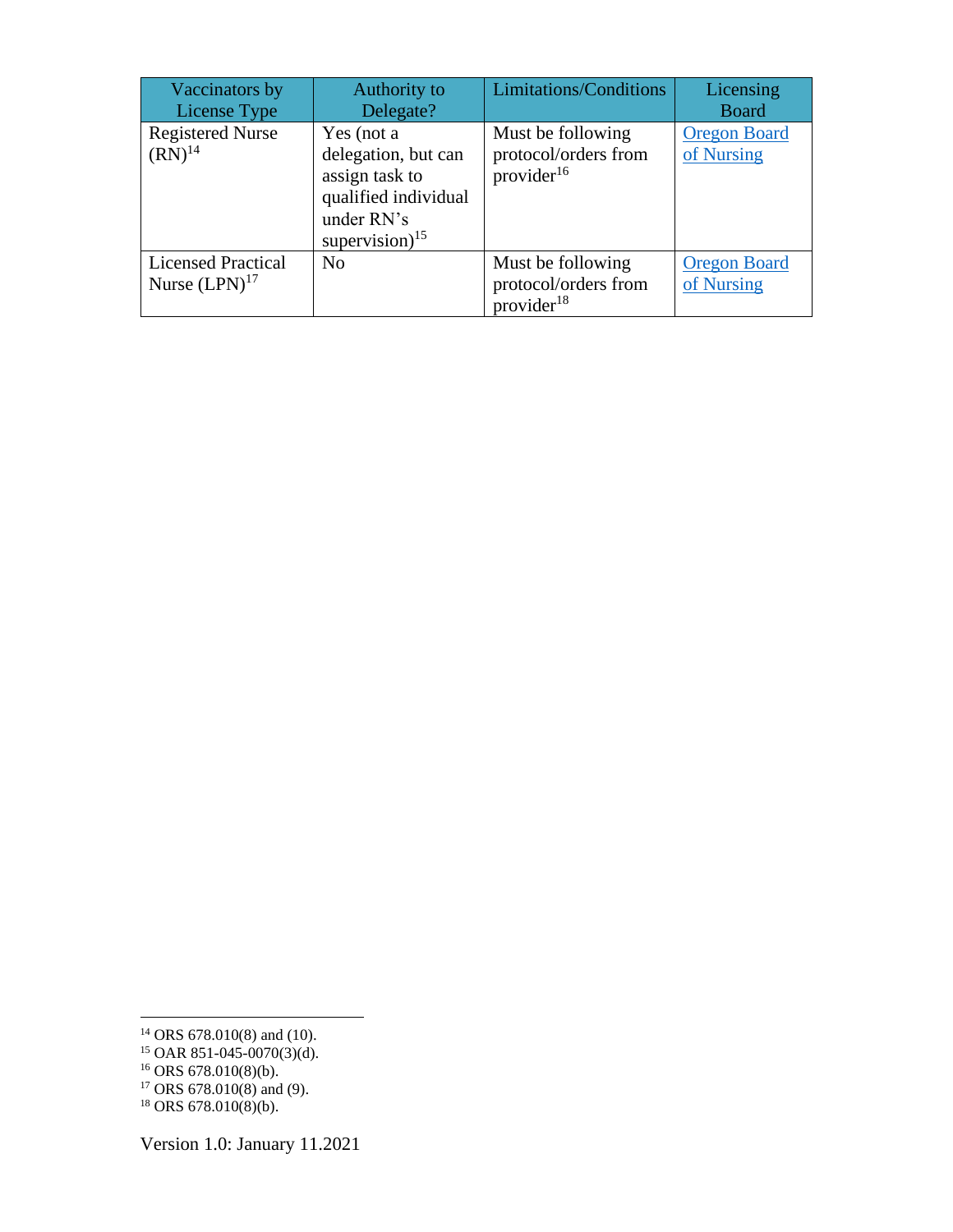| Vaccinators by License Type | Authority to Delegate? | Limitations/Conditions | Licensing Board |
|---|---|---|---|
| Registered Nurse (RN)[14] | Yes (not a delegation, but can assign task to qualified individual under RN's supervision)[15] | Must be following protocol/orders from provider[16] | Oregon Board of Nursing |
| Licensed Practical Nurse (LPN)[17] | No | Must be following protocol/orders from provider[18] | Oregon Board of Nursing |

[14] ORS 678.010(8) and (10).
[15] OAR 851-045-0070(3)(d).
[16] ORS 678.010(8)(b).
[17] ORS 678.010(8) and (9).
[18] ORS 678.010(8)(b).

Version 1.0: January 11.2021